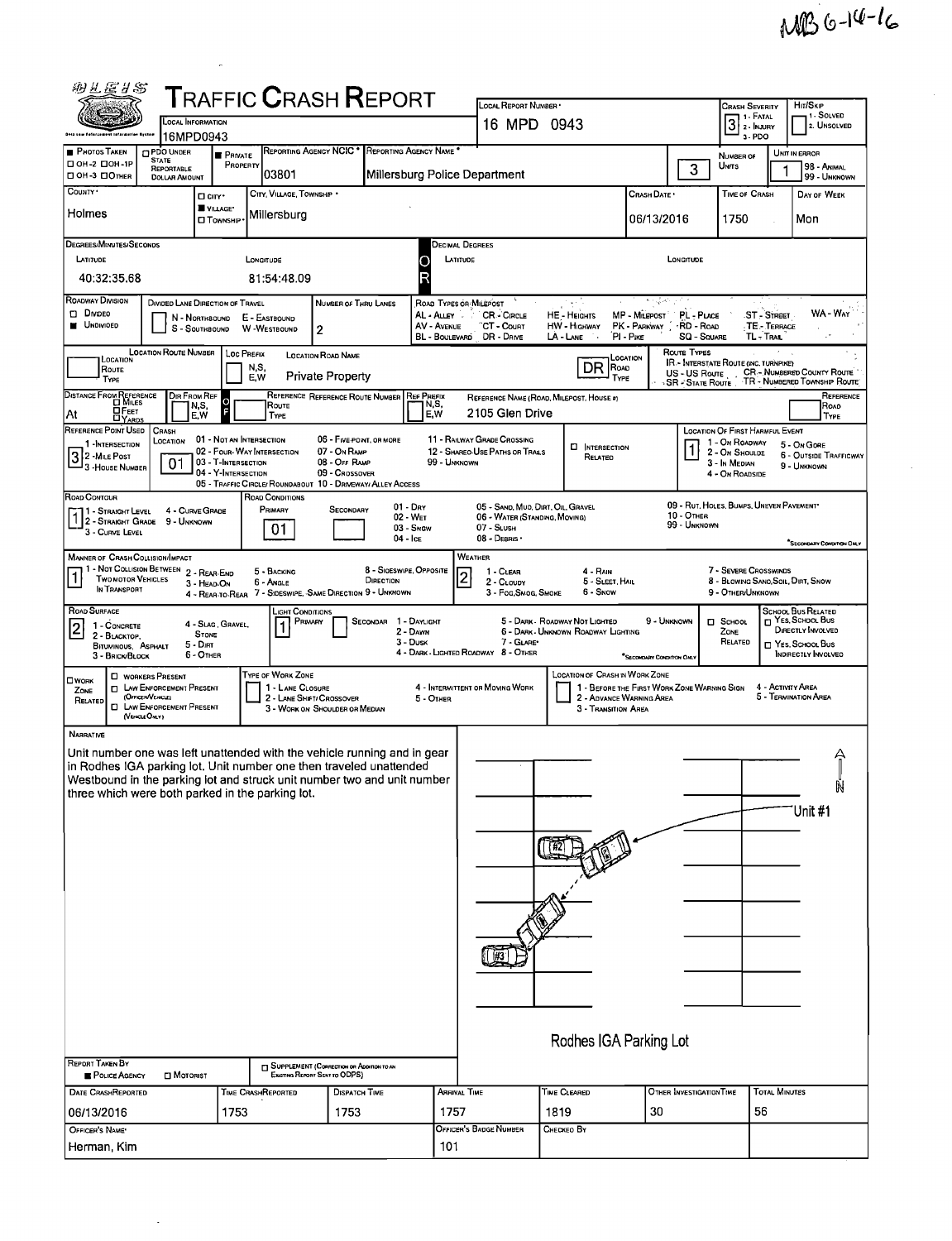MB 6-14-16

# TRAFFIC CRASH REPORT

| Field | Value |
|---|---|
| Local Information | 16MPD0943 |
| Local Report Number | 16 MPD 0943 |
| Crash Severity | 3 (1 - Fatal, 2 - Injury, 3 - PDO) |
| Hit/Skip | 1 - Solved, 2. Unsolved |
| Photos Taken | ☐ OH-2 ☐ OH-1P ☐ OH-3 ☐ Other |
| PDO Under State Reportable Dollar Amount | ☐ |
| Private Property | ■ |
| Reporting Agency NCIC | 03801 |
| Reporting Agency Name | Millersburg Police Department |
| Number of Units | 3 |
| Unit in Error | 1 (98 - Animal, 99 - Unknown) |
| County | Holmes |
| City, Village, Township | ■ Village — Millersburg |
| Crash Date | 06/13/2016 |
| Time of Crash | 1750 |
| Day of Week | Mon |

**Degrees/Minutes/Seconds**

| Latitude | Longitude |
|---|---|
| 40:32:35.68 | 81:54:48.09 |

**Decimal Degrees** — Latitude: | Longitude:

| Field | Value |
|---|---|
| Roadway Division | ☐ Divided ■ Undivided |
| Divided Lane Direction of Travel | N - Northbound, S - Southbound, E - Eastbound, W - Westbound |
| Number of Thru Lanes | 2 |
| Location Route Number | |
| Loc Prefix | N,S, E,W |
| Location Road Name | Private Property |
| Location Road Type | DR |
| Distance From Reference | At |
| Dir From Ref | N,S, E,W |
| Reference Route Number | |
| Ref Prefix | N,S, E,W |
| Reference Name (Road, Milepost, House #) | 2105 Glen Drive |
| Reference Point Used | 3 (1 - Intersection, 2 - Mile Post, 3 - House Number) |
| Crash Location | 01 |
| Intersection Related | ☐ |
| Location of First Harmful Event | 1 |
| Road Contour | 1 |
| Road Conditions — Primary | 01 |
| Road Conditions — Secondary | |
| Manner of Crash Collision/Impact | 1 |
| Weather | 2 |
| Road Surface | 2 |
| Light Conditions — Primary | 1 |
| Light Conditions — Secondary | |
| School Zone Related | ☐ |
| Work Zone Related | ☐ |

Road Types or Milepost: AL - Alley, AV - Avenue, BL - Boulevard, CR - Circle, CT - Court, DR - Drive, HE - Heights, HW - Highway, LA - Lane, MP - Milepost, PK - Parkway, PI - Pike, PL - Place, RD - Road, SQ - Square, ST - Street, TE - Terrace, TL - Trail, WA - Way

Route Types: IR - Interstate Route (inc. Turnpike), US - US Route, SR - State Route, CR - Numbered County Route, TR - Numbered Township Route

Crash Location: 01 - Not an Intersection, 02 - Four-Way Intersection, 03 - T-Intersection, 04 - Y-Intersection, 05 - Traffic Circle/Roundabout, 06 - Five-Point, or More, 07 - On Ramp, 08 - Off Ramp, 09 - Crossover, 10 - Driveway/Alley Access, 11 - Railway Grade Crossing, 12 - Shared-Use Paths or Trails, 99 - Unknown

Location of First Harmful Event: 1 - On Roadway, 2 - On Shoulder, 3 - In Median, 4 - On Roadside, 5 - On Gore, 6 - Outside Trafficway, 9 - Unknown

Road Contour: 1 - Straight Level, 2 - Straight Grade, 3 - Curve Level, 4 - Curve Grade, 9 - Unknown

Road Conditions: 01 - Dry, 02 - Wet, 03 - Snow, 04 - Ice, 05 - Sand, Mud, Dirt, Oil, Gravel, 06 - Water (Standing, Moving), 07 - Slush, 08 - Debris, 09 - Rut, Holes, Bumps, Uneven Pavement, 10 - Other, 99 - Unknown

Manner of Crash Collision/Impact: 1 - Not Collision Between Two Motor Vehicles In Transport, 2 - Rear-End, 3 - Head-On, 4 - Rear-to-Rear, 5 - Backing, 6 - Angle, 7 - Sideswipe, Same Direction, 8 - Sideswipe, Opposite Direction, 9 - Unknown

Weather: 1 - Clear, 2 - Cloudy, 3 - Fog, Smog, Smoke, 4 - Rain, 5 - Sleet, Hail, 6 - Snow, 7 - Severe Crosswinds, 8 - Blowing Sand, Soil, Dirt, Snow, 9 - Other/Unknown

Road Surface: 1 - Concrete, 2 - Blacktop, Bituminous, Asphalt, 3 - Brick/Block, 4 - Slag, Gravel, Stone, 5 - Dirt, 6 - Other

Light Conditions: 1 - Daylight, 2 - Dawn, 3 - Dusk, 4 - Dark - Lighted Roadway, 5 - Dark - Roadway Not Lighted, 6 - Dark - Unknown Roadway Lighting, 7 - Glare, 8 - Other, 9 - Unknown

### Narrative

Unit number one was left unattended with the vehicle running and in gear in Rodhes IGA parking lot. Unit number one then traveled unattended Westbound in the parking lot and struck unit number two and unit number three which were both parked in the parking lot.

Diagram: Unit #1, #2, #3 — Rodhes IGA Parking Lot

| Field | Value |
|---|---|
| Report Taken By | ■ Police Agency ☐ Motorist |
| Supplement | ☐ |
| Date Crash Reported | 06/13/2016 |
| Time Crash Reported | 1753 |
| Dispatch Time | 1753 |
| Arrival Time | 1757 |
| Time Cleared | 1819 |
| Other Investigation Time | 30 |
| Total Minutes | 56 |
| Officer's Name | Herman, Kim |
| Officer's Badge Number | 101 |
| Checked By | |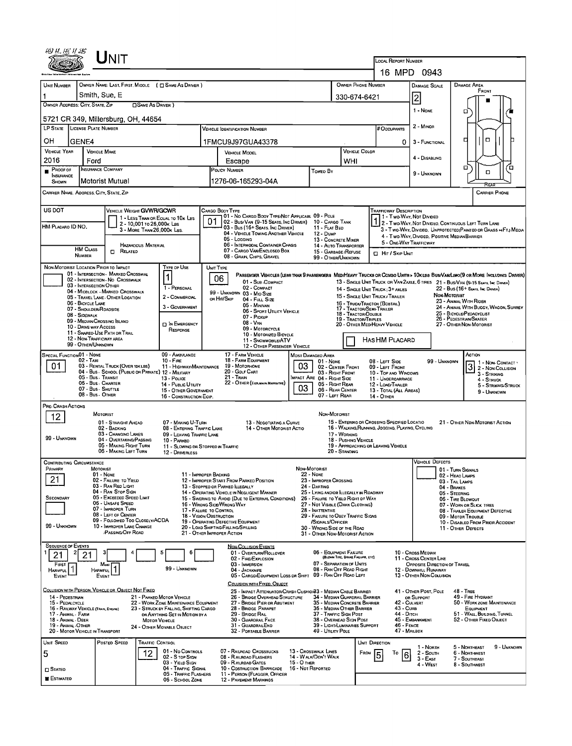# UNIT

**LOCAL REPORT NUMBER:** 16 MPD 0943

| Field | Value |
|---|---|
| Unit Number | 1 |
| Owner Name: Last, First, Middle (☐ Same as Driver) | Smith, Sue, E |
| Owner Phone Number | 330-674-6421 |
| Damage Scale | 2 |
| Owner Address: City, State, Zip (☐ Same as Driver) | 5721 CR 349, Millersburg, OH, 44654 |
| LP State | OH |
| License Plate Number | GENE4 |
| Vehicle Identification Number | 1FMCU9J97GUA43378 |
| # Occupants | 0 |
| Vehicle Year | 2016 |
| Vehicle Make | Ford |
| Vehicle Model | Escape |
| Vehicle Color | WHI |
| Proof of Insurance Shown | ■ |
| Insurance Company | Motorist Mutual |
| Policy Number | 1276-06-165293-04A |
| Towed By | |
| Carrier Name, Address, City, State, Zip | |
| Carrier Phone | |

Damage Scale: 1 - None; 2 - Minor; 3 - Functional; 4 - Disabling; 9 - Unknown

Damage Area: Front / Rear

| Field | Value |
|---|---|
| US DOT | |
| Vehicle Weight GVWR/GCWR | 1 - Less than or equal to 10k lbs; 2 - 10,001 to 26,000k lbs; 3 - More than 26,000k lbs. |
| HM Placard ID No. | |
| HM Class Number | |
| Hazardous Material | ☐ Related |
| Cargo Body Type | 01 |
| Trafficway Description | 1 |
| Hit / Skip Unit | ☐ |

Cargo Body Type: 01 - No Cargo Body Type/Not Applicable; 02 - Bus/Van (9-15 Seats, Inc Driver); 03 - Bus (16+ Seats, Inc Driver); 04 - Vehicle Towing Another Vehicle; 05 - Logging; 06 - Intermodal Container Chassis; 07 - Cargo Van/Enclosed Box; 08 - Grain, Chips, Gravel; 09 - Pole; 10 - Cargo Tank; 11 - Flat Bed; 12 - Dump; 13 - Concrete Mixer; 14 - Auto Transporter; 15 - Garbage/Refuse; 99 - Other/Unknown

Trafficway Description: 1 - Two-Way, Not Divided; 2 - Two-Way, Not Divided, Continuous Left Turn Lane; 3 - Two-Way, Divided, Unprotected (Painted or Grass >4Ft.) Media; 4 - Two-Way, Divided, Positive Median Barrier; 5 - One-Way Trafficway

| Field | Value |
|---|---|
| Non-Motorist Location Prior to Impact | |
| Type of Use | 1 |
| Unit Type | 06 |
| Has HM Placard | ☐ |

Non-Motorist Location Prior to Impact: 01 - Intersection - Marked Crosswalk; 02 - Intersection - No Crosswalk; 03 - Intersection Other; 04 - Midblock - Marked Crosswalk; 05 - Travel Lane - Other Location; 06 - Bicycle Lane; 07 - Shoulder/Roadside; 08 - Sidewalk; 09 - Median/Crossing Island; 10 - Drive way Access; 11 - Shared-Use Path or Trail; 12 - Non-Trafficway Area; 99 - Other/Unknown

Type of Use: 1 - Personal; 2 - Commercial; 3 - Government; ☐ In Emergency Response

Unit Type: Passenger Vehicles (less than 9 passengers): 01 - Sub-Compact; 02 - Compact; 99 - Unknown 03 - Mid Size or Hit/Skip; 04 - Full Size; 05 - Minivan; 06 - Sport Utility Vehicle; 07 - Pickup; 08 - Van; 09 - Motorcycle; 10 - Motorized Bicycle; 11 - Snowmobile/ATV; 12 - Other Passenger Vehicle. Med/Heavy Trucks or Combo Units > 10k lbs Bus/Van/Limo (9 or More Including Driver): 13 - Single Unit Truck or Van 2Axle, 6 Tires; 14 - Single Unit Truck: 3+ Axles; 15 - Single Unit Truck/Trailer; 16 - Truck/Tractor (Bobtail); 17 - Tractor/Semi-Trailer; 18 - Tractor/Double; 19 - Tractor/Triples; 20 - Other Med/Heavy Vehicle; 21 - Bus/Van (9-15 Seats, Inc Driver); 22 - Bus (16+ Seats, Inc Driver). Non-Motorist: 23 - Animal With Rider; 24 - Animal With Buggy, Wagon, Surrey; 25 - Bicycle/Pedacyclist; 26 - Pedestrian/Skater; 27 - Other Non-Motorist

| Field | Value |
|---|---|
| Special Function | 01 |
| Most Damaged Area | 03 |
| Impact Area | 03 |
| Action | 3 |

Special Function: 01 - None; 02 - Taxi; 03 - Rental Truck (Over 10k lbs); 04 - Bus - School (Public or Private); 05 - Bus - Transit; 06 - Bus - Charter; 07 - Bus - Shuttle; 08 - Bus - Other; 09 - Ambulance; 10 - Fire; 11 - Highway/Maintenance; 12 - Military; 13 - Police; 14 - Public Utility; 15 - Other Government; 16 - Construction Eqip.; 17 - Farm Vehicle; 18 - Farm Equipment; 19 - Motorhome; 20 - Golf Cart; 21 - Train; 22 - Other (Explain in Narrative)

Most Damaged Area / Impact Area: 01 - None; 02 - Center Front; 03 - Right Front; 04 - Right Side; 05 - Right Rear; 06 - Rear Center; 07 - Left Rear; 08 - Left Side; 09 - Left Front; 10 - Top and Windows; 11 - Undercarriage; 12 - Load/Trailer; 13 - Total (All Areas); 14 - Other; 99 - Unknown

Action: 1 - Non-Contact; 2 - Non-Collision; 3 - Striking; 4 - Struck; 5 - Striking/Struck; 9 - Unknown

**Pre-Crash Actions:** 12

Motorist: 01 - Straight Ahead; 02 - Backing; 03 - Changing Lanes; 04 - Overtaking/Passing; 05 - Making Right Turn; 06 - Making Left Turn; 07 - Making U-Turn; 08 - Entering Traffic Lane; 09 - Leaving Traffic Lane; 10 - Parked; 11 - Slowing or Stopped in Traffic; 12 - Driverless; 13 - Negotiating a Curve; 14 - Other Motorist Actio; 99 - Unknown

Non-Motorist: 15 - Entering or Crossing Specified Locatio; 16 - Walking, Running, Jogging, Playing, Cycling; 17 - Working; 18 - Pushing Vehicle; 19 - Approaching or Leaving Vehicle; 20 - Standing; 21 - Other Non-Motorist Action

**Contributing Circumstance:** Primary: 21; Secondary: (blank)

Motorist: 01 - None; 02 - Failure to Yield; 03 - Ran Red Light; 04 - Ran Stop Sign; 05 - Exceeded Speed Limit; 06 - Unsafe Speed; 07 - Improper Turn; 08 - Left of Center; 09 - Followed Too Closely/ACDA; 10 - Improper Lane Change /Passing/Off Road; 11 - Improper Backing; 12 - Improper Start From Parked Position; 13 - Stopped or Parked Illegally; 14 - Operating Vehicle in Negligent Manner; 15 - Swering to Avoid (Due to External Conditions); 16 - Wrong Side/Wrong Way; 17 - Failure to Control; 18 - Vision Obstruction; 19 - Operating Defective Equipment; 20 - Load Shifting/Falling/Spilling; 21 - Other Improper Action; 99 - Unknown

Non-Motorist: 22 - None; 23 - Improper Crossing; 24 - Darting; 25 - Lying and/or Illegally in Roadway; 26 - Failure to Yield Right of Way; 27 - Not Visible (Dark Clothing); 28 - Inattentive; 29 - Failure to Obey Traffic Signs /Signals/Officer; 30 - Wrong Side of the Road; 31 - Other Non-Motorist Action

Vehicle Defects: 01 - Turn Signals; 02 - Head Lamps; 03 - Tail Lamps; 04 - Brakes; 05 - Steering; 06 - Tire Blowout; 07 - Worn or Slick Tires; 08 - Trailer Equipment Defective; 09 - Motor Trouble; 10 - Disabled From Prior Accident; 11 - Other Defects

**Sequence of Events:** 1: 21; 2: 21; 3: ; 4: ; 5: ; 6: 

First Harmful Event: 1; Most Harmful Event: 1

Non-Collision Events: 01 - Overturn/Rollover; 02 - Fire/Explosion; 03 - Immersion; 04 - Jackknife; 05 - Cargo/Equipment Loss or Shift; 06 - Equipment Failure (Blown Tire, Brake Failure, etc); 07 - Separation of Units; 08 - Ran Off Road Right; 09 - Ran Off Road Left; 10 - Cross Median; 11 - Cross Center Line Opposite Direction of Travel; 12 - Downhill Runaway; 13 - Other Non-Collision; 99 - Unknown

Collision with Person, Vehicle or Object Not Fixed: 14 - Pedestrian; 15 - Pedalcycle; 16 - Railway Vehicle (Train, Engine); 17 - Animal - Farm; 18 - Animal - Deer; 19 - Animal - Other; 20 - Motor Vehicle in Transport; 21 - Parked Motor Vehicle; 22 - Work Zone Maintenance Equipment; 23 - Struck by Falling, Shifting Cargo or Anything Set in Motion by a Motor Vehicle; 24 - Other Movable Object

Collision with Fixed, Object: 25 - Impact Attenuator/Crash Cushion; 26 - Bridge Overhead Structure; 27 - Bridge Pier or Abutment; 28 - Bridge Parapet; 29 - Bridge Rail; 30 - Guardrail Face; 31 - Guardrail End; 32 - Portable Barrier; 33 - Median Cable Barrier; 34 - Median Guardrail Barrier; 35 - Median Concrete Barrier; 36 - Median Other Barrier; 37 - Traffic Sign Post; 38 - Overhead Sign Post; 39 - Light/Luminaries Support; 40 - Utility Pole; 41 - Other Post, Pole or Support; 42 - Culvert; 43 - Curb; 44 - Ditch; 45 - Embankment; 46 - Fence; 47 - Mailbox; 48 - Tree; 49 - Fire Hydrant; 50 - Work Zone Maintenance Equipment; 51 - Wall, Building, Tunnel; 52 - Other Fixed Object

| Unit Speed | Posted Speed | Traffic Control | Unit Direction From | Unit Direction To |
|---|---|---|---|---|
| 5 | | 12 | 5 | 6 |

☐ Stated ■ Estimated

Traffic Control: 01 - No Controls; 02 - Stop Sign; 03 - Yield Sign; 04 - Traffic Signal; 05 - Traffic Flashers; 06 - School Zone; 07 - Railroad Crossbucks; 08 - Railroad Flashers; 09 - Railroad Gates; 10 - Costruction Barricade; 11 - Person (Flagger, Officer); 12 - Pavement Markings; 13 - Crosswalk Lines; 14 - Walk/Don't Walk; 15 - Other; 16 - Not Reported

Unit Direction: 1 - North; 2 - South; 3 - East; 4 - West; 5 - Northeast; 6 - Northwest; 7 - Southeast; 8 - Southwest; 9 - Unknown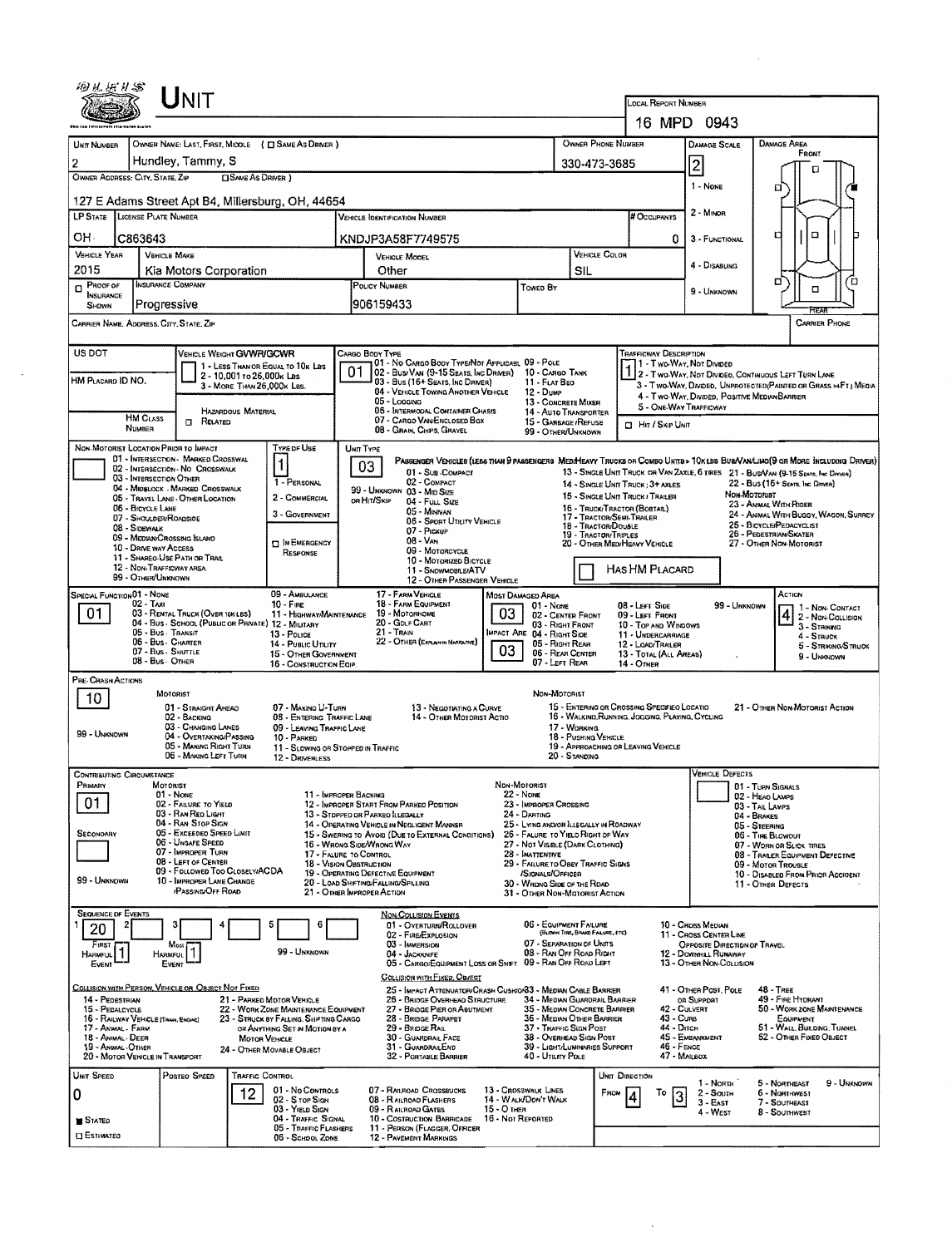# UNIT

**LOCAL REPORT NUMBER:** 16 MPD 0943

| UNIT NUMBER | OWNER NAME: LAST, FIRST, MIDDLE ( ☐ SAME AS DRIVER ) | OWNER PHONE NUMBER | DAMAGE SCALE | DAMAGE AREA |
|---|---|---|---|---|
| 2 | Hundley, Tammy, S | 330-473-3685 | 2 | FRONT |

**OWNER ADDRESS: CITY, STATE, ZIP** ☐ SAME AS DRIVER )
127 E Adams Street Apt B4, Millersburg, OH, 44654

| LP STATE | LICENSE PLATE NUMBER | VEHICLE IDENTIFICATION NUMBER | # OCCUPANTS |
|---|---|---|---|
| OH | C863643 | KNDJP3A58F7749575 | 0 |

| VEHICLE YEAR | VEHICLE MAKE | VEHICLE MODEL | VEHICLE COLOR |
|---|---|---|---|
| 2015 | Kia Motors Corporation | Other | SIL |

| ☐ PROOF OF INSURANCE SHOWN | INSURANCE COMPANY | POLICY NUMBER | TOWED BY |
|---|---|---|---|
| | Progressive | 906159433 | |

DAMAGE SCALE: 1 - NONE; 2 - MINOR; 3 - FUNCTIONAL; 4 - DISABLING; 9 - UNKNOWN

CARRIER NAME, ADDRESS, CITY, STATE, ZIP — CARRIER PHONE

US DOT — VEHICLE WEIGHT GVWR/GCWR: 1 - LESS THAN OR EQUAL TO 10K LBS; 2 - 10,001 TO 26,000K LBS; 3 - MORE THAN 26,000K LBS.

HM PLACARD ID NO. — HM CLASS NUMBER — ☐ RELATED HAZARDOUS MATERIAL

CARGO BODY TYPE: **01**
01 - NO CARGO BODY TYPE/NOT APPLICABLE; 02 - BUS/VAN (9-15 SEATS, INC DRIVER); 03 - BUS (16+ SEATS, INC DRIVER); 04 - VEHICLE TOWING ANOTHER VEHICLE; 05 - LOGGING; 06 - INTERMODAL CONTAINER CHASIS; 07 - CARGO VAN/ENCLOSED BOX; 08 - GRAIN, CHIPS, GRAVEL; 09 - POLE; 10 - CARGO TANK; 11 - FLAT BED; 12 - DUMP; 13 - CONCRETE MIXER; 14 - AUTO TRANSPORTER; 15 - GARBAGE/REFUSE; 99 - OTHER/UNKNOWN

TRAFFICWAY DESCRIPTION: **1**
1 - TWO-WAY, NOT DIVIDED; 2 - TWO-WAY, NOT DIVIDED, CONTINUOUS LEFT TURN LANE; 3 - TWO-WAY, DIVIDED, UNPROTECTED (PAINTED OR GRASS >4FT.) MEDIA; 4 - TWO-WAY, DIVIDED, POSITIVE MEDIAN BARRIER; 5 - ONE-WAY TRAFFICWAY
☐ HIT / SKIP UNIT

NON-MOTORIST LOCATION PRIOR TO IMPACT: 01 - INTERSECTION - MARKED CROSSWALK; 02 - INTERSECTION - NO CROSSWALK; 03 - INTERSECTION OTHER; 04 - MIDBLOCK - MARKED CROSSWALK; 05 - TRAVEL LANE - OTHER LOCATION; 06 - BICYCLE LANE; 07 - SHOULDER/ROADSIDE; 08 - SIDEWALK; 09 - MEDIAN/CROSSING ISLAND; 10 - DRIVE WAY ACCESS; 11 - SHARED-USE PATH OR TRAIL; 12 - NON-TRAFFICWAY AREA; 99 - OTHER/UNKNOWN

TYPE OF USE: **1**
1 - PERSONAL; 2 - COMMERCIAL; 3 - GOVERNMENT; ☐ IN EMERGENCY RESPONSE

UNIT TYPE: **03**
PASSENGER VEHICLES (LESS THAN 9 PASSENGERS MED/HEAVY TRUCKS OR COMBO UNITS > 10K LBS BUS/VAN/LIMO(9 OR MORE INCLUDING DRIVER)
01 - SUB-COMPACT; 02 - COMPACT; 99 - UNKNOWN 03 - MID SIZE; OR HIT/SKIP 04 - FULL SIZE; 05 - MINIVAN; 06 - SPORT UTILITY VEHICLE; 07 - PICKUP; 08 - VAN; 09 - MOTORCYCLE; 10 - MOTORIZED BICYCLE; 11 - SNOWMOBILE/ATV; 12 - OTHER PASSENGER VEHICLE
13 - SINGLE UNIT TRUCK OR VAN 2AXLE, 6 TIRES; 14 - SINGLE UNIT TRUCK: 3+ AXLES; 15 - SINGLE UNIT TRUCK / TRAILER; 16 - TRUCK/TRACTOR (BOBTAIL); 17 - TRACTOR/SEMI-TRAILER; 18 - TRACTOR/DOUBLE; 19 - TRACTOR/TRIPLES; 20 - OTHER MED/HEAVY VEHICLE
21 - BUS/VAN (9-15 SEATS, INC DRIVER); 22 - BUS (16+ SEATS, INC DRIVER)
NON-MOTORIST: 23 - ANIMAL WITH RIDER; 24 - ANIMAL WITH BUGGY, WAGON, SURREY; 25 - BICYCLE/PEDACYCLIST; 26 - PEDESTRIAN/SKATER; 27 - OTHER NON-MOTORIST
☐ HAS HM PLACARD

SPECIAL FUNCTION: **01**
01 - NONE; 02 - TAXI; 03 - RENTAL TRUCK (OVER 10K LBS); 04 - BUS - SCHOOL (PUBLIC OR PRIVATE); 05 - BUS - TRANSIT; 06 - BUS - CHARTER; 07 - BUS - SHUTTLE; 08 - BUS - OTHER; 09 - AMBULANCE; 10 - FIRE; 11 - HIGHWAY/MAINTENANCE; 12 - MILITARY; 13 - POLICE; 14 - PUBLIC UTILITY; 15 - OTHER GOVERNMENT; 16 - CONSTRUCTION EQIP.; 17 - FARM VEHICLE; 18 - FARM EQUIPMENT; 19 - MOTORHOME; 20 - GOLF CART; 21 - TRAIN; 22 - OTHER (EXPLAIN IN NARRATIVE)

MOST DAMAGED AREA: **03**; IMPACT ARE: **03**
01 - NONE; 02 - CENTER FRONT; 03 - RIGHT FRONT; 04 - RIGHT SIDE; 05 - RIGHT REAR; 06 - REAR CENTER; 07 - LEFT REAR; 08 - LEFT SIDE; 09 - LEFT FRONT; 10 - TOP AND WINDOWS; 11 - UNDERCARRIAGE; 12 - LOAD/TRAILER; 13 - TOTAL (ALL AREAS); 14 - OTHER; 99 - UNKNOWN

ACTION: **4**
1 - NON-CONTACT; 2 - NON-COLLISION; 3 - STRIKING; 4 - STRUCK; 5 - STRIKING/STRUCK; 9 - UNKNOWN

PRE-CRASH ACTIONS: **10**
MOTORIST: 01 - STRAIGHT AHEAD; 02 - BACKING; 03 - CHANGING LANES; 04 - OVERTAKING/PASSING; 05 - MAKING RIGHT TURN; 06 - MAKING LEFT TURN; 07 - MAKING U-TURN; 08 - ENTERING TRAFFIC LANE; 09 - LEAVING TRAFFIC LANE; 10 - PARKED; 11 - SLOWING OR STOPPED IN TRAFFIC; 12 - DRIVERLESS; 13 - NEGOTIATING A CURVE; 14 - OTHER MOTORIST ACTIO; 99 - UNKNOWN
NON-MOTORIST: 15 - ENTERING OR CROSSING SPECIFIED LOCATIO; 16 - WALKING, RUNNING, JOGGING, PLAYING, CYCLING; 17 - WORKING; 18 - PUSHING VEHICLE; 19 - APPROACHING OR LEAVING VEHICLE; 20 - STANDING; 21 - OTHER NON-MOTORIST ACTION

CONTRIBUTING CIRCUMSTANCE: PRIMARY **01**; SECONDARY (blank); 99 - UNKNOWN
MOTORIST: 01 - NONE; 02 - FAILURE TO YIELD; 03 - RAN RED LIGHT; 04 - RAN STOP SIGN; 05 - EXCEEDED SPEED LIMIT; 06 - UNSAFE SPEED; 07 - IMPROPER TURN; 08 - LEFT OF CENTER; 09 - FOLLOWED TOO CLOSELY/ACDA; 10 - IMPROPER LANE CHANGE /PASSING/OFF ROAD; 11 - IMPROPER BACKING; 12 - IMPROPER START FROM PARKED POSITION; 13 - STOPPED OR PARKED ILLEGALLY; 14 - OPERATING VEHICLE IN NEGLIGENT MANNER; 15 - SWERING TO AVOID (DUE TO EXTERNAL CONDITIONS); 16 - WRONG SIDE/WRONG WAY; 17 - FALURE TO CONTROL; 18 - VISION OBSTRUCTION; 19 - OPERATING DEFECTIVE EQUIPMENT; 20 - LOAD SHIFTING/FALLING/SPILLING; 21 - OTHER IMPROPER ACTION
NON-MOTORIST: 22 - NONE; 23 - IMPROPER CROSSING; 24 - DARTING; 25 - LYING AND/OR ILLEGALLY IN ROADWAY; 26 - FALURE TO YIELD RIGHT OF WAY; 27 - NOT VISIBLE (DARK CLOTHING); 28 - INATTENTIVE; 29 - FAILURE TO OBEY TRAFFIC SIGNS /SIGNALS/OFFICER; 30 - WRONG SIDE OF THE ROAD; 31 - OTHER NON-MOTORIST ACTION

VEHICLE DEFECTS: 01 - TURN SIGNALS; 02 - HEAD LAMPS; 03 - TAIL LAMPS; 04 - BRAKES; 05 - STEERING; 06 - TIRE BLOWOUT; 07 - WORN OR SLICK TIRES; 08 - TRAILER EQUIPMENT DEFECTIVE; 09 - MOTOR TROUBLE; 10 - DISABLED FROM PRIOR ACCIDENT; 11 - OTHER DEFECTS

SEQUENCE OF EVENTS: 1: **20**; 2–6: (blank)
FIRST HARMFUL EVENT: **1**; MOST HARMFUL EVENT: **1**; 99 - UNKNOWN

NON-COLLISION EVENTS: 01 - OVERTURN/ROLLOVER; 02 - FIRE/EXPLOSION; 03 - IMMERSION; 04 - JACKKNIFE; 05 - CARGO/EQUIPMENT LOSS OR SHIFT; 06 - EQUIPMENT FAILURE (BLOWN TIRE, BRAKE FAILURE, ETC); 07 - SEPARATION OF UNITS; 08 - RAN OFF ROAD RIGHT; 09 - RAN OFF ROAD LEFT; 10 - CROSS MEDIAN; 11 - CROSS CENTER LINE OPPOSITE DIRECTION OF TRAVEL; 12 - DOWNHILL RUNAWAY; 13 - OTHER NON-COLLISION

COLLISION WITH PERSON, VEHICLE OR OBJECT NOT FIXED: 14 - PEDESTRIAN; 15 - PEDALCYCLE; 16 - RAILWAY VEHICLE (TRAIN, ENGINE); 17 - ANIMAL - FARM; 18 - ANIMAL - DEER; 19 - ANIMAL - OTHER; 20 - MOTOR VEHICLE IN TRANSPORT; 21 - PARKED MOTOR VEHICLE; 22 - WORK ZONE MAINTENANCE EQUIPMENT; 23 - STRUCK BY FALLING, SHIFTING CARGO OR ANYTHING SET IN MOTION BY A MOTOR VEHICLE; 24 - OTHER MOVABLE OBJECT

COLLISION WITH FIXED, OBJECT: 25 - IMPACT ATTENUATOR/CRASH CUSHION; 26 - BRIDGE OVERHEAD STRUCTURE; 27 - BRIDGE PIER OR ABUTMENT; 28 - BRIDGE PARAPET; 29 - BRIDGE RAIL; 30 - GUARDRAIL FACE; 31 - GUARDRAIL END; 32 - PORTABLE BARRIER; 33 - MEDIAN CABLE BARRIER; 34 - MEDIAN GUARDRAIL BARRIER; 35 - MEDIAN CONCRETE BARRIER; 36 - MEDIAN OTHER BARRIER; 37 - TRAFFIC SIGN POST; 38 - OVERHEAD SIGN POST; 39 - LIGHT/LUMINARIES SUPPORT; 40 - UTILITY POLE; 41 - OTHER POST, POLE OR SUPPORT; 42 - CULVERT; 43 - CURB; 44 - DITCH; 45 - EMBANKMENT; 46 - FENCE; 47 - MAILBOX; 48 - TREE; 49 - FIRE HYDRANT; 50 - WORK ZONE MAINTENANCE EQUIPMENT; 51 - WALL, BUILDING, TUNNEL; 52 - OTHER FIXED OBJECT

| UNIT SPEED | POSTED SPEED | TRAFFIC CONTROL | UNIT DIRECTION |
|---|---|---|---|
| 0 | | 12 | FROM 4 TO 3 |

■ STATED ☐ ESTIMATED

TRAFFIC CONTROL: 01 - NO CONTROLS; 02 - STOP SIGN; 03 - YIELD SIGN; 04 - TRAFFIC SIGNAL; 05 - TRAFFIC FLASHERS; 06 - SCHOOL ZONE; 07 - RAILROAD CROSSBUCKS; 08 - RAILROAD FLASHERS; 09 - RAILROAD GATES; 10 - CONSTRUCTION BARRICADE; 11 - PERSON (FLAGGER, OFFICER); 12 - PAVEMENT MARKINGS; 13 - CROSSWALK LINES; 14 - WALK/DON'T WALK; 15 - OTHER; 16 - NOT REPORTED

UNIT DIRECTION: 1 - NORTH; 2 - SOUTH; 3 - EAST; 4 - WEST; 5 - NORTHEAST; 6 - NORTHWEST; 7 - SOUTHEAST; 8 - SOUTHWEST; 9 - UNKNOWN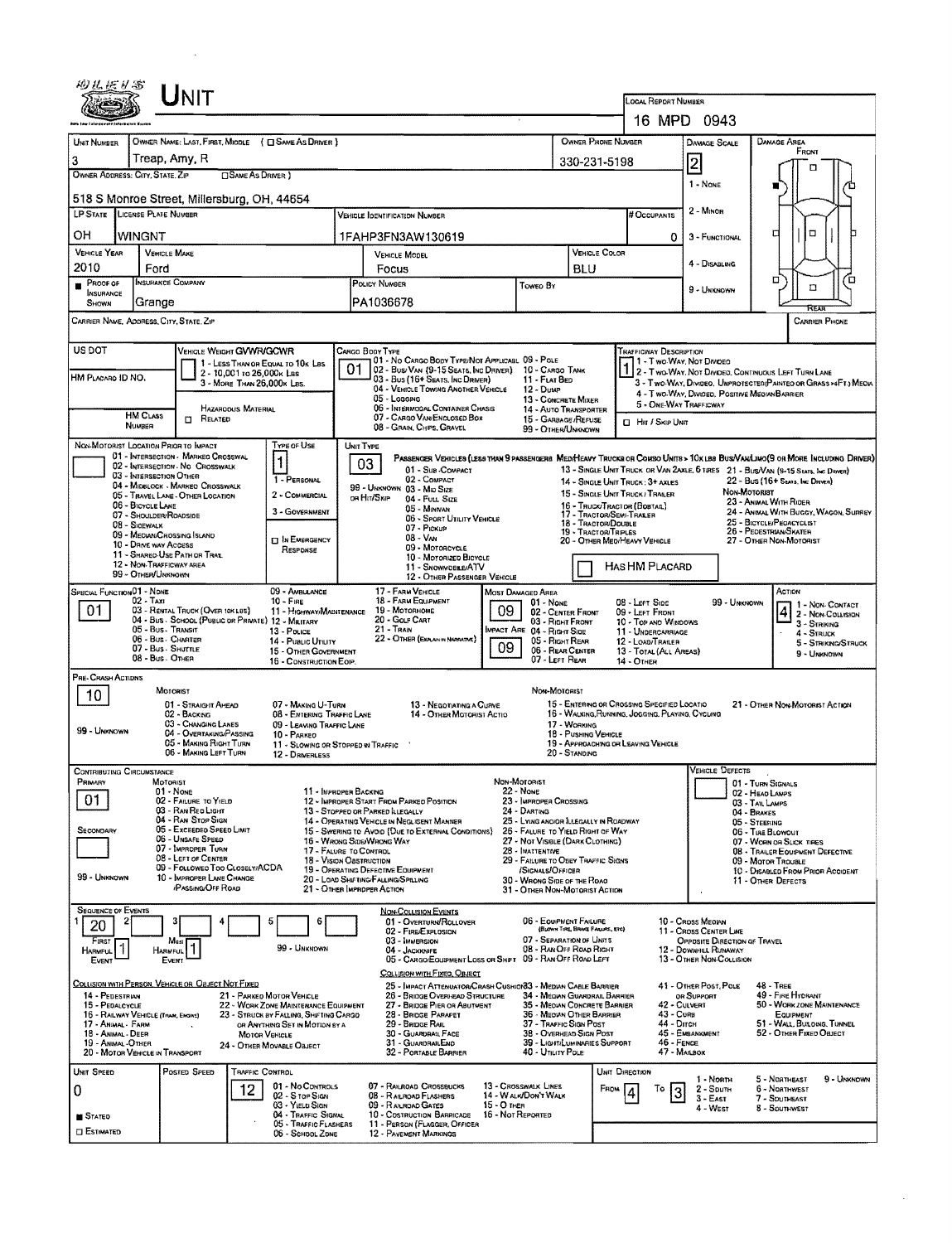# UNIT

LOCAL REPORT NUMBER: 16 MPD 0943

| UNIT NUMBER | OWNER NAME: LAST, FIRST, MIDDLE ( ☐ SAME AS DRIVER ) | OWNER PHONE NUMBER | DAMAGE SCALE | DAMAGE AREA |
|---|---|---|---|---|
| 3 | Treap, Amy, R | 330-231-5198 | 2 | FRONT |

OWNER ADDRESS: CITY, STATE, ZIP ☐ SAME AS DRIVER )
518 S Monroe Street, Millersburg, OH, 44654

DAMAGE SCALE: 1 - NONE, 2 - MINOR, 3 - FUNCTIONAL, 4 - DISABLING, 9 - UNKNOWN

| LP STATE | LICENSE PLATE NUMBER | VEHICLE IDENTIFICATION NUMBER | # OCCUPANTS |
|---|---|---|---|
| OH | WINGNT | 1FAHP3FN3AW130619 | 0 |

| VEHICLE YEAR | VEHICLE MAKE | VEHICLE MODEL | VEHICLE COLOR |
|---|---|---|---|
| 2010 | Ford | Focus | BLU |

| ■ PROOF OF INSURANCE SHOWN | INSURANCE COMPANY | POLICY NUMBER | TOWED BY |
|---|---|---|---|
| | Grange | PA1036678 | |

CARRIER NAME, ADDRESS, CITY, STATE, ZIP — CARRIER PHONE

US DOT — VEHICLE WEIGHT GVWR/GCWR: 1 - LESS THAN OR EQUAL TO 10K LBS; 2 - 10,001 TO 26,000K LBS; 3 - MORE THAN 26,000K LBS.

HM PLACARD ID NO.

HM CLASS NUMBER — ☐ HAZARDOUS MATERIAL RELATED

CARGO BODY TYPE: 01
01 - NO CARGO BODY TYPE/NOT APPLICABLE; 02 - BUS/VAN (9-15 SEATS, INC DRIVER); 03 - BUS (16+ SEATS, INC DRIVER); 04 - VEHICLE TOWING ANOTHER VEHICLE; 05 - LOGGING; 06 - INTERMODAL CONTAINER CHASIS; 07 - CARGO VAN/ENCLOSED BOX; 08 - GRAIN, CHIPS, GRAVEL; 09 - POLE; 10 - CARGO TANK; 11 - FLAT BED; 12 - DUMP; 13 - CONCRETE MIXER; 14 - AUTO TRANSPORTER; 15 - GARBAGE/REFUSE; 99 - OTHER/UNKNOWN

TRAFFICWAY DESCRIPTION: 1
1 - TWO-WAY, NOT DIVIDED; 2 - TWO-WAY, NOT DIVIDED, CONTINUOUS LEFT TURN LANE; 3 - TWO-WAY, DIVIDED, UNPROTECTED (PAINTED OR GRASS >4FT.) MEDIA; 4 - TWO-WAY, DIVIDED, POSITIVE MEDIAN BARRIER; 5 - ONE-WAY TRAFFICWAY
☐ HIT / SKIP UNIT

NON-MOTORIST LOCATION PRIOR TO IMPACT: 01 - INTERSECTION - MARKED CROSSWAL; 02 - INTERSECTION - NO CROSSWALK; 03 - INTERSECTION OTHER; 04 - MIDBLOCK - MARKED CROSSWALK; 05 - TRAVEL LANE - OTHER LOCATION; 06 - BICYCLE LANE; 07 - SHOULDER/ROADSIDE; 08 - SIDEWALK; 09 - MEDIAN/CROSSING ISLAND; 10 - DRIVE WAY ACCESS; 11 - SHARED-USE PATH OR TRAIL; 12 - NON-TRAFFICWAY AREA; 99 - OTHER/UNKNOWN

TYPE OF USE: 1
1 - PERSONAL; 2 - COMMERCIAL; 3 - GOVERNMENT; ☐ IN EMERGENCY RESPONSE

UNIT TYPE: 03
PASSENGER VEHICLES (LESS THAN 9 PASSENGERS MED/HEAVY TRUCKS OR COMBO UNITS > 10K LBS BUS/VAN/LIMO (9 OR MORE INCLUDING DRIVER)
01 - SUB-COMPACT; 02 - COMPACT; 99 - UNKNOWN 03 - MID SIZE OR HIT/SKIP; 04 - FULL SIZE; 05 - MINIVAN; 06 - SPORT UTILITY VEHICLE; 07 - PICKUP; 08 - VAN; 09 - MOTORCYCLE; 10 - MOTORIZED BICYCLE; 11 - SNOWMOBILE/ATV; 12 - OTHER PASSENGER VEHICLE
13 - SINGLE UNIT TRUCK OR VAN 2AXLE, 6 TIRES; 14 - SINGLE UNIT TRUCK: 3+ AXLES; 15 - SINGLE UNIT TRUCK / TRAILER; 16 - TRUCK/TRACTOR (BOBTAIL); 17 - TRACTOR/SEMI-TRAILER; 18 - TRACTOR/DOUBLE; 19 - TRACTOR/TRIPLES; 20 - OTHER MED/HEAVY VEHICLE
21 - BUS/VAN (9-15 SEATS, INC DRIVER); 22 - BUS (16+ SEATS, INC DRIVER)
NON-MOTORIST: 23 - ANIMAL WITH RIDER; 24 - ANIMAL WITH BUGGY, WAGON, SURREY; 25 - BICYCLE/PEDACYCLIST; 26 - PEDESTRIAN/SKATER; 27 - OTHER NON-MOTORIST
☐ HAS HM PLACARD

SPECIAL FUNCTION: 01
01 - NONE; 02 - TAXI; 03 - RENTAL TRUCK (OVER 10K LBS); 04 - BUS - SCHOOL (PUBLIC OR PRIVATE); 05 - BUS - TRANSIT; 06 - BUS - CHARTER; 07 - BUS - SHUTTLE; 08 - BUS - OTHER; 09 - AMBULANCE; 10 - FIRE; 11 - HIGHWAY/MAINTENANCE; 12 - MILITARY; 13 - POLICE; 14 - PUBLIC UTILITY; 15 - OTHER GOVERNMENT; 16 - CONSTRUCTION EQIP.; 17 - FARM VEHICLE; 18 - FARM EQUIPMENT; 19 - MOTORHOME; 20 - GOLF CART; 21 - TRAIN; 22 - OTHER (EXPLAIN IN NARRATIVE)

MOST DAMAGED AREA: 09; IMPACT AREA: 09
01 - NONE; 02 - CENTER FRONT; 03 - RIGHT FRONT; 04 - RIGHT SIDE; 05 - RIGHT REAR; 06 - REAR CENTER; 07 - LEFT REAR; 08 - LEFT SIDE; 09 - LEFT FRONT; 10 - TOP AND WINDOWS; 11 - UNDERCARRIAGE; 12 - LOAD/TRAILER; 13 - TOTAL (ALL AREAS); 14 - OTHER; 99 - UNKNOWN

ACTION: 4
1 - NON-CONTACT; 2 - NON-COLLISION; 3 - STRIKING; 4 - STRUCK; 5 - STRIKING/STRUCK; 9 - UNKNOWN

PRE-CRASH ACTIONS: 10
MOTORIST: 01 - STRAIGHT AHEAD; 02 - BACKING; 03 - CHANGING LANES; 04 - OVERTAKING/PASSING; 05 - MAKING RIGHT TURN; 06 - MAKING LEFT TURN; 07 - MAKING U-TURN; 08 - ENTERING TRAFFIC LANE; 09 - LEAVING TRAFFIC LANE; 10 - PARKED; 11 - SLOWING OR STOPPED IN TRAFFIC; 12 - DRIVERLESS; 13 - NEGOTIATING A CURVE; 14 - OTHER MOTORIST ACTIO
NON-MOTORIST: 15 - ENTERING OR CROSSING SPECIFIED LOCATIO; 16 - WALKING, RUNNING, JOGGING, PLAYING, CYCLING; 17 - WORKING; 18 - PUSHING VEHICLE; 19 - APPROACHING OR LEAVING VEHICLE; 20 - STANDING; 21 - OTHER NON-MOTORIST ACTION
99 - UNKNOWN

CONTRIBUTING CIRCUMSTANCE
PRIMARY: 01
SECONDARY:
MOTORIST: 01 - NONE; 02 - FAILURE TO YIELD; 03 - RAN RED LIGHT; 04 - RAN STOP SIGN; 05 - EXCEEDED SPEED LIMIT; 06 - UNSAFE SPEED; 07 - IMPROPER TURN; 08 - LEFT OF CENTER; 09 - FOLLOWED TOO CLOSELY/ACDA; 10 - IMPROPER LANE CHANGE /PASSING/OFF ROAD; 11 - IMPROPER BACKING; 12 - IMPROPER START FROM PARKED POSITION; 13 - STOPPED OR PARKED ILLEGALLY; 14 - OPERATING VEHICLE IN NEGLIGENT MANNER; 15 - SWERING TO AVOID (DUE TO EXTERNAL CONDITIONS); 16 - WRONG SIDE/WRONG WAY; 17 - FAILURE TO CONTROL; 18 - VISION OBSTRUCTION; 19 - OPERATING DEFECTIVE EQUIPMENT; 20 - LOAD SHIFTING/FALLING/SPILLING; 21 - OTHER IMPROPER ACTION
NON-MOTORIST: 22 - NONE; 23 - IMPROPER CROSSING; 24 - DARTING; 25 - LYING AND/OR ILLEGALLY IN ROADWAY; 26 - FALURE TO YIELD RIGHT OF WAY; 27 - NOT VISIBLE (DARK CLOTHING); 28 - INATTENTIVE; 29 - FAILURE TO OBEY TRAFFIC SIGNS /SIGNALS/OFFICER; 30 - WRONG SIDE OF THE ROAD; 31 - OTHER NON-MOTORIST ACTION
99 - UNKNOWN

VEHICLE DEFECTS: 01 - TURN SIGNALS; 02 - HEAD LAMPS; 03 - TAIL LAMPS; 04 - BRAKES; 05 - STEERING; 06 - TIRE BLOWOUT; 07 - WORN OR SLICK TIRES; 08 - TRAILER EQUIPMENT DEFECTIVE; 09 - MOTOR TROUBLE; 10 - DISABLED FROM PRIOR ACCIDENT; 11 - OTHER DEFECTS

SEQUENCE OF EVENTS: 1: 20; 2; 3; 4; 5; 6
FIRST HARMFUL EVENT: 1; MOST HARMFUL EVENT: 1
99 - UNKNOWN

NON-COLLISION EVENTS: 01 - OVERTURN/ROLLOVER; 02 - FIRE/EXPLOSION; 03 - IMMERSION; 04 - JACKKNIFE; 05 - CARGO/EQUIPMENT LOSS OR SHIFT; 06 - EQUIPMENT FAILURE (BLOWN TIRE, BRAKE FAILURE, ETC); 07 - SEPARATION OF UNITS; 08 - RAN OFF ROAD RIGHT; 09 - RAN OFF ROAD LEFT; 10 - CROSS MEDIAN; 11 - CROSS CENTER LINE OPPOSITE DIRECTION OF TRAVEL; 12 - DOWNHILL RUNAWAY; 13 - OTHER NON-COLLISION

COLLISION WITH PERSON, VEHICLE OR OBJECT NOT FIXED: 14 - PEDESTRIAN; 15 - PEDALCYCLE; 16 - RAILWAY VEHICLE (TRAIN, ENGINE); 17 - ANIMAL - FARM; 18 - ANIMAL - DEER; 19 - ANIMAL - OTHER; 20 - MOTOR VEHICLE IN TRANSPORT; 21 - PARKED MOTOR VEHICLE; 22 - WORK ZONE MAINTENANCE EQUIPMENT; 23 - STRUCK BY FALLING, SHIFTING CARGO OR ANYTHING SET IN MOTION BY A MOTOR VEHICLE; 24 - OTHER MOVABLE OBJECT

COLLISION WITH FIXED, OBJECT: 25 - IMPACT ATTENUATOR/CRASH CUSHION; 26 - BRIDGE OVERHEAD STRUCTURE; 27 - BRIDGE PIER OR ABUTMENT; 28 - BRIDGE PARAPET; 29 - BRIDGE RAIL; 30 - GUARDRAIL FACE; 31 - GUARDRAILEND; 32 - PORTABLE BARRIER; 33 - MEDIAN CABLE BARRIER; 34 - MEDIAN GUARDRAIL BARRIER; 35 - MEDIAN CONCRETE BARRIER; 36 - MEDIAN OTHER BARRIER; 37 - TRAFFIC SIGN POST; 38 - OVERHEAD SIGN POST; 39 - LIGHT/LUMINARIES SUPPORT; 40 - UTILITY POLE; 41 - OTHER POST, POLE OR SUPPORT; 42 - CULVERT; 43 - CURB; 44 - DITCH; 45 - EMBANKMENT; 46 - FENCE; 47 - MAILBOX; 48 - TREE; 49 - FIRE HYDRANT; 50 - WORK ZONE MAINTENANCE EQUIPMENT; 51 - WALL, BUILDING, TUNNEL; 52 - OTHER FIXED OBJECT

| UNIT SPEED | POSTED SPEED | TRAFFIC CONTROL | UNIT DIRECTION |
|---|---|---|---|
| 0 | | 12 | FROM 4 TO 3 |

■ STATED ☐ ESTIMATED

TRAFFIC CONTROL: 01 - NO CONTROLS; 02 - STOP SIGN; 03 - YIELD SIGN; 04 - TRAFFIC SIGNAL; 05 - TRAFFIC FLASHERS; 06 - SCHOOL ZONE; 07 - RAILROAD CROSSBUCKS; 08 - RAILROAD FLASHERS; 09 - RAILROAD GATES; 10 - COSTRUCTION BARRICADE; 11 - PERSON (FLAGGER, OFFICER; 12 - PAVEMENT MARKINGS; 13 - CROSSWALK LINES; 14 - WALK/DON'T WALK; 15 - OTHER; 16 - NOT REPORTED

UNIT DIRECTION: 1 - NORTH; 2 - SOUTH; 3 - EAST; 4 - WEST; 5 - NORTHEAST; 6 - NORTHWEST; 7 - SOUTHEAST; 8 - SOUTHWEST; 9 - UNKNOWN